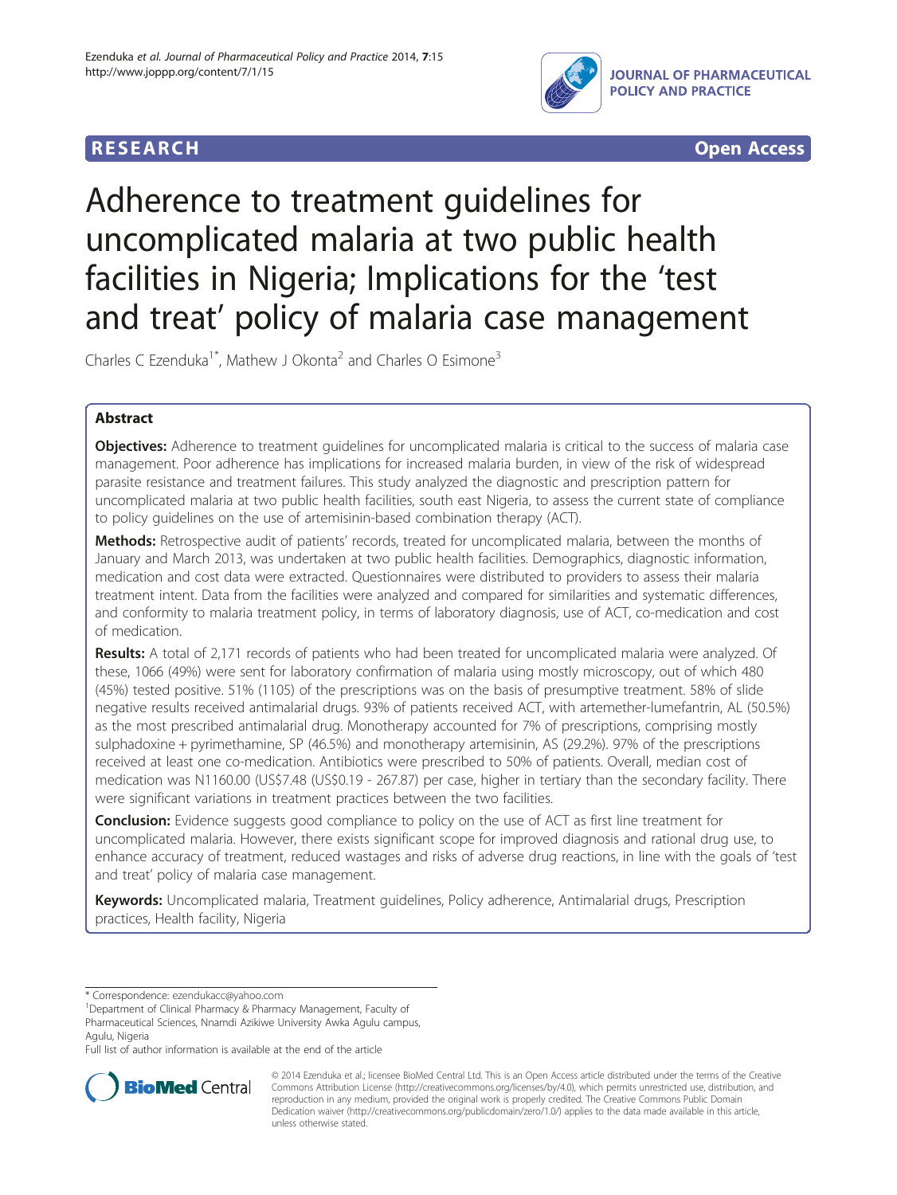RESEARCH Open Access

# Adherence to treatment guidelines for uncomplicated malaria at two public health facilities in Nigeria; Implications for the 'test and treat' policy of malaria case management

Charles C Ezenduka[1*], Mathew J Okonta[2] and Charles O Esimone[3]

## Abstract

**Objectives:** Adherence to treatment guidelines for uncomplicated malaria is critical to the success of malaria case management. Poor adherence has implications for increased malaria burden, in view of the risk of widespread parasite resistance and treatment failures. This study analyzed the diagnostic and prescription pattern for uncomplicated malaria at two public health facilities, south east Nigeria, to assess the current state of compliance to policy guidelines on the use of artemisinin-based combination therapy (ACT).

**Methods:** Retrospective audit of patients' records, treated for uncomplicated malaria, between the months of January and March 2013, was undertaken at two public health facilities. Demographics, diagnostic information, medication and cost data were extracted. Questionnaires were distributed to providers to assess their malaria treatment intent. Data from the facilities were analyzed and compared for similarities and systematic differences, and conformity to malaria treatment policy, in terms of laboratory diagnosis, use of ACT, co-medication and cost of medication.

**Results:** A total of 2,171 records of patients who had been treated for uncomplicated malaria were analyzed. Of these, 1066 (49%) were sent for laboratory confirmation of malaria using mostly microscopy, out of which 480 (45%) tested positive. 51% (1105) of the prescriptions was on the basis of presumptive treatment. 58% of slide negative results received antimalarial drugs. 93% of patients received ACT, with artemether-lumefantrin, AL (50.5%) as the most prescribed antimalarial drug. Monotherapy accounted for 7% of prescriptions, comprising mostly sulphadoxine + pyrimethamine, SP (46.5%) and monotherapy artemisinin, AS (29.2%). 97% of the prescriptions received at least one co-medication. Antibiotics were prescribed to 50% of patients. Overall, median cost of medication was N1160.00 (US$7.48 (US$0.19 - 267.87) per case, higher in tertiary than the secondary facility. There were significant variations in treatment practices between the two facilities.

**Conclusion:** Evidence suggests good compliance to policy on the use of ACT as first line treatment for uncomplicated malaria. However, there exists significant scope for improved diagnosis and rational drug use, to enhance accuracy of treatment, reduced wastages and risks of adverse drug reactions, in line with the goals of 'test and treat' policy of malaria case management.

**Keywords:** Uncomplicated malaria, Treatment guidelines, Policy adherence, Antimalarial drugs, Prescription practices, Health facility, Nigeria

---

* Correspondence: ezendukacc@yahoo.com
[1]Department of Clinical Pharmacy & Pharmacy Management, Faculty of Pharmaceutical Sciences, Nnamdi Azikiwe University Awka Agulu campus, Agulu, Nigeria

Full list of author information is available at the end of the article

© 2014 Ezenduka et al.; licensee BioMed Central Ltd. This is an Open Access article distributed under the terms of the Creative Commons Attribution License (http://creativecommons.org/licenses/by/4.0), which permits unrestricted use, distribution, and reproduction in any medium, provided the original work is properly credited. The Creative Commons Public Domain Dedication waiver (http://creativecommons.org/publicdomain/zero/1.0/) applies to the data made available in this article, unless otherwise stated.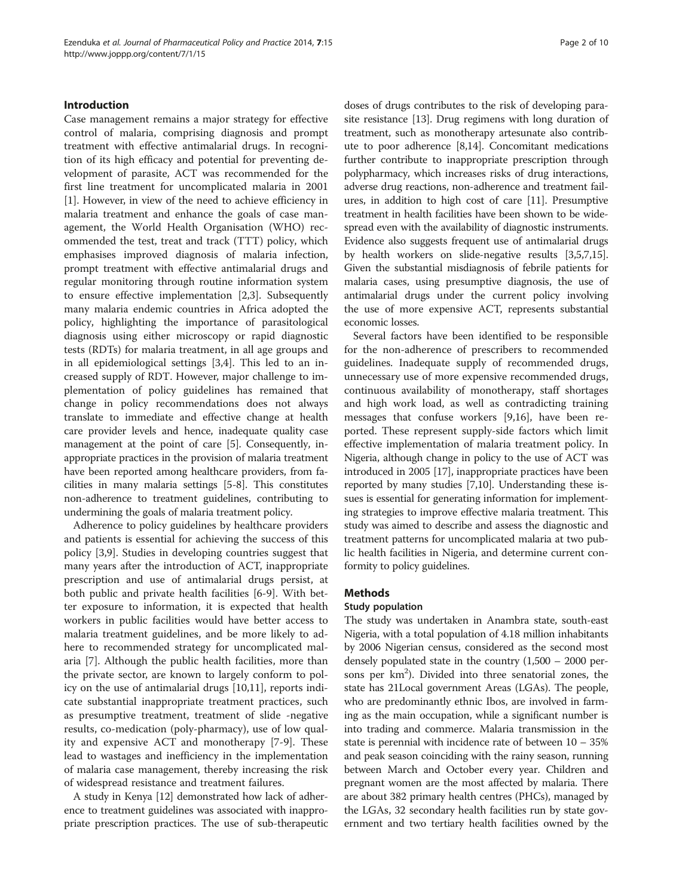## Introduction

Case management remains a major strategy for effective control of malaria, comprising diagnosis and prompt treatment with effective antimalarial drugs. In recognition of its high efficacy and potential for preventing development of parasite, ACT was recommended for the first line treatment for uncomplicated malaria in 2001 [1]. However, in view of the need to achieve efficiency in malaria treatment and enhance the goals of case management, the World Health Organisation (WHO) recommended the test, treat and track (TTT) policy, which emphasises improved diagnosis of malaria infection, prompt treatment with effective antimalarial drugs and regular monitoring through routine information system to ensure effective implementation [2,3]. Subsequently many malaria endemic countries in Africa adopted the policy, highlighting the importance of parasitological diagnosis using either microscopy or rapid diagnostic tests (RDTs) for malaria treatment, in all age groups and in all epidemiological settings [3,4]. This led to an increased supply of RDT. However, major challenge to implementation of policy guidelines has remained that change in policy recommendations does not always translate to immediate and effective change at health care provider levels and hence, inadequate quality case management at the point of care [5]. Consequently, inappropriate practices in the provision of malaria treatment have been reported among healthcare providers, from facilities in many malaria settings [5-8]. This constitutes non-adherence to treatment guidelines, contributing to undermining the goals of malaria treatment policy.

Adherence to policy guidelines by healthcare providers and patients is essential for achieving the success of this policy [3,9]. Studies in developing countries suggest that many years after the introduction of ACT, inappropriate prescription and use of antimalarial drugs persist, at both public and private health facilities [6-9]. With better exposure to information, it is expected that health workers in public facilities would have better access to malaria treatment guidelines, and be more likely to adhere to recommended strategy for uncomplicated malaria [7]. Although the public health facilities, more than the private sector, are known to largely conform to policy on the use of antimalarial drugs [10,11], reports indicate substantial inappropriate treatment practices, such as presumptive treatment, treatment of slide -negative results, co-medication (poly-pharmacy), use of low quality and expensive ACT and monotherapy [7-9]. These lead to wastages and inefficiency in the implementation of malaria case management, thereby increasing the risk of widespread resistance and treatment failures.

A study in Kenya [12] demonstrated how lack of adherence to treatment guidelines was associated with inappropriate prescription practices. The use of sub-therapeutic doses of drugs contributes to the risk of developing parasite resistance [13]. Drug regimens with long duration of treatment, such as monotherapy artesunate also contribute to poor adherence [8,14]. Concomitant medications further contribute to inappropriate prescription through polypharmacy, which increases risks of drug interactions, adverse drug reactions, non-adherence and treatment failures, in addition to high cost of care [11]. Presumptive treatment in health facilities have been shown to be widespread even with the availability of diagnostic instruments. Evidence also suggests frequent use of antimalarial drugs by health workers on slide-negative results [3,5,7,15]. Given the substantial misdiagnosis of febrile patients for malaria cases, using presumptive diagnosis, the use of antimalarial drugs under the current policy involving the use of more expensive ACT, represents substantial economic losses.

Several factors have been identified to be responsible for the non-adherence of prescribers to recommended guidelines. Inadequate supply of recommended drugs, unnecessary use of more expensive recommended drugs, continuous availability of monotherapy, staff shortages and high work load, as well as contradicting training messages that confuse workers [9,16], have been reported. These represent supply-side factors which limit effective implementation of malaria treatment policy. In Nigeria, although change in policy to the use of ACT was introduced in 2005 [17], inappropriate practices have been reported by many studies [7,10]. Understanding these issues is essential for generating information for implementing strategies to improve effective malaria treatment. This study was aimed to describe and assess the diagnostic and treatment patterns for uncomplicated malaria at two public health facilities in Nigeria, and determine current conformity to policy guidelines.

## Methods

### Study population

The study was undertaken in Anambra state, south-east Nigeria, with a total population of 4.18 million inhabitants by 2006 Nigerian census, considered as the second most densely populated state in the country (1,500 – 2000 persons per km$^2$). Divided into three senatorial zones, the state has 21Local government Areas (LGAs). The people, who are predominantly ethnic Ibos, are involved in farming as the main occupation, while a significant number is into trading and commerce. Malaria transmission in the state is perennial with incidence rate of between 10 – 35% and peak season coinciding with the rainy season, running between March and October every year. Children and pregnant women are the most affected by malaria. There are about 382 primary health centres (PHCs), managed by the LGAs, 32 secondary health facilities run by state government and two tertiary health facilities owned by the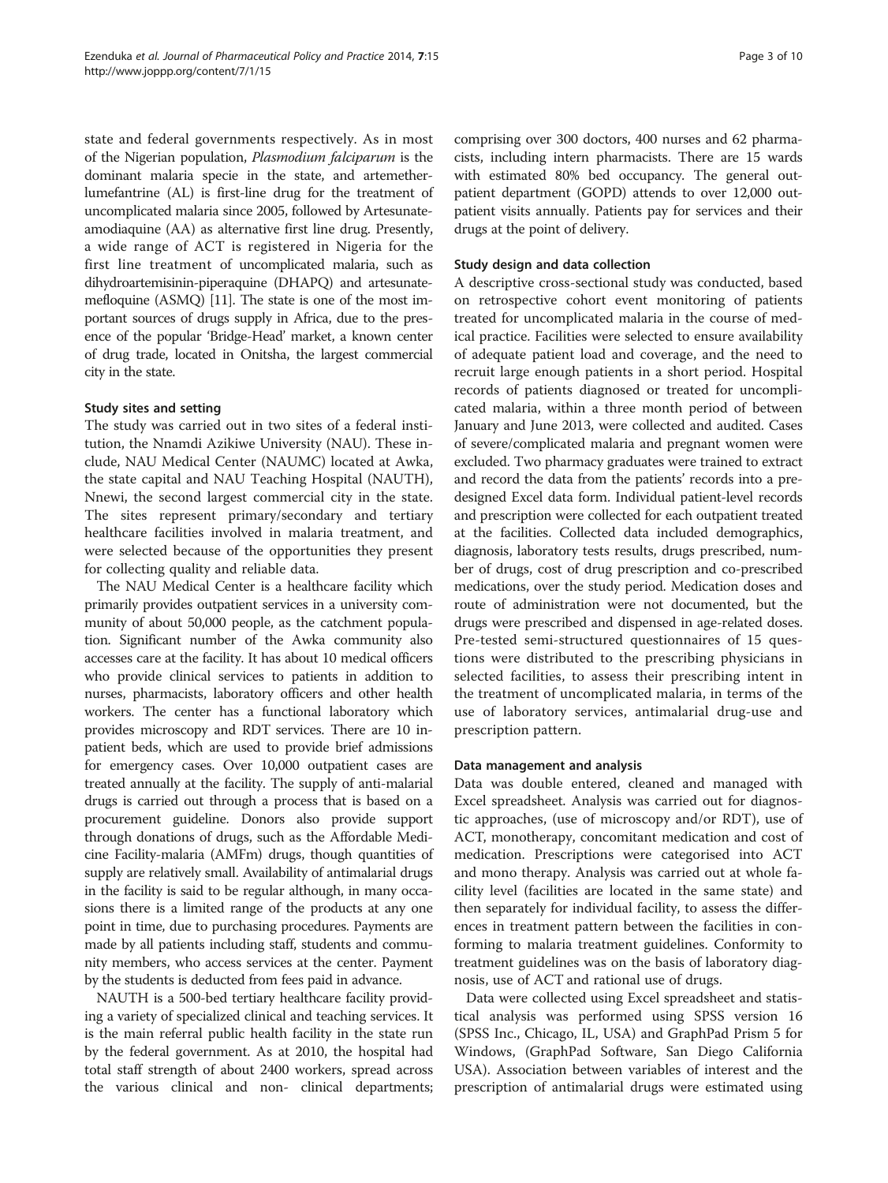state and federal governments respectively. As in most of the Nigerian population, *Plasmodium falciparum* is the dominant malaria specie in the state, and artemether-lumefantrine (AL) is first-line drug for the treatment of uncomplicated malaria since 2005, followed by Artesunate-amodiaquine (AA) as alternative first line drug. Presently, a wide range of ACT is registered in Nigeria for the first line treatment of uncomplicated malaria, such as dihydroartemisinin-piperaquine (DHAPQ) and artesunate-mefloquine (ASMQ) [11]. The state is one of the most important sources of drugs supply in Africa, due to the presence of the popular 'Bridge-Head' market, a known center of drug trade, located in Onitsha, the largest commercial city in the state.

### Study sites and setting

The study was carried out in two sites of a federal institution, the Nnamdi Azikiwe University (NAU). These include, NAU Medical Center (NAUMC) located at Awka, the state capital and NAU Teaching Hospital (NAUTH), Nnewi, the second largest commercial city in the state. The sites represent primary/secondary and tertiary healthcare facilities involved in malaria treatment, and were selected because of the opportunities they present for collecting quality and reliable data.

The NAU Medical Center is a healthcare facility which primarily provides outpatient services in a university community of about 50,000 people, as the catchment population. Significant number of the Awka community also accesses care at the facility. It has about 10 medical officers who provide clinical services to patients in addition to nurses, pharmacists, laboratory officers and other health workers. The center has a functional laboratory which provides microscopy and RDT services. There are 10 in-patient beds, which are used to provide brief admissions for emergency cases. Over 10,000 outpatient cases are treated annually at the facility. The supply of anti-malarial drugs is carried out through a process that is based on a procurement guideline. Donors also provide support through donations of drugs, such as the Affordable Medicine Facility-malaria (AMFm) drugs, though quantities of supply are relatively small. Availability of antimalarial drugs in the facility is said to be regular although, in many occasions there is a limited range of the products at any one point in time, due to purchasing procedures. Payments are made by all patients including staff, students and community members, who access services at the center. Payment by the students is deducted from fees paid in advance.

NAUTH is a 500-bed tertiary healthcare facility providing a variety of specialized clinical and teaching services. It is the main referral public health facility in the state run by the federal government. As at 2010, the hospital had total staff strength of about 2400 workers, spread across the various clinical and non- clinical departments; comprising over 300 doctors, 400 nurses and 62 pharmacists, including intern pharmacists. There are 15 wards with estimated 80% bed occupancy. The general outpatient department (GOPD) attends to over 12,000 outpatient visits annually. Patients pay for services and their drugs at the point of delivery.

### Study design and data collection

A descriptive cross-sectional study was conducted, based on retrospective cohort event monitoring of patients treated for uncomplicated malaria in the course of medical practice. Facilities were selected to ensure availability of adequate patient load and coverage, and the need to recruit large enough patients in a short period. Hospital records of patients diagnosed or treated for uncomplicated malaria, within a three month period of between January and June 2013, were collected and audited. Cases of severe/complicated malaria and pregnant women were excluded. Two pharmacy graduates were trained to extract and record the data from the patients' records into a pre-designed Excel data form. Individual patient-level records and prescription were collected for each outpatient treated at the facilities. Collected data included demographics, diagnosis, laboratory tests results, drugs prescribed, number of drugs, cost of drug prescription and co-prescribed medications, over the study period. Medication doses and route of administration were not documented, but the drugs were prescribed and dispensed in age-related doses. Pre-tested semi-structured questionnaires of 15 questions were distributed to the prescribing physicians in selected facilities, to assess their prescribing intent in the treatment of uncomplicated malaria, in terms of the use of laboratory services, antimalarial drug-use and prescription pattern.

### Data management and analysis

Data was double entered, cleaned and managed with Excel spreadsheet. Analysis was carried out for diagnostic approaches, (use of microscopy and/or RDT), use of ACT, monotherapy, concomitant medication and cost of medication. Prescriptions were categorised into ACT and mono therapy. Analysis was carried out at whole facility level (facilities are located in the same state) and then separately for individual facility, to assess the differences in treatment pattern between the facilities in conforming to malaria treatment guidelines. Conformity to treatment guidelines was on the basis of laboratory diagnosis, use of ACT and rational use of drugs.

Data were collected using Excel spreadsheet and statistical analysis was performed using SPSS version 16 (SPSS Inc., Chicago, IL, USA) and GraphPad Prism 5 for Windows, (GraphPad Software, San Diego California USA). Association between variables of interest and the prescription of antimalarial drugs were estimated using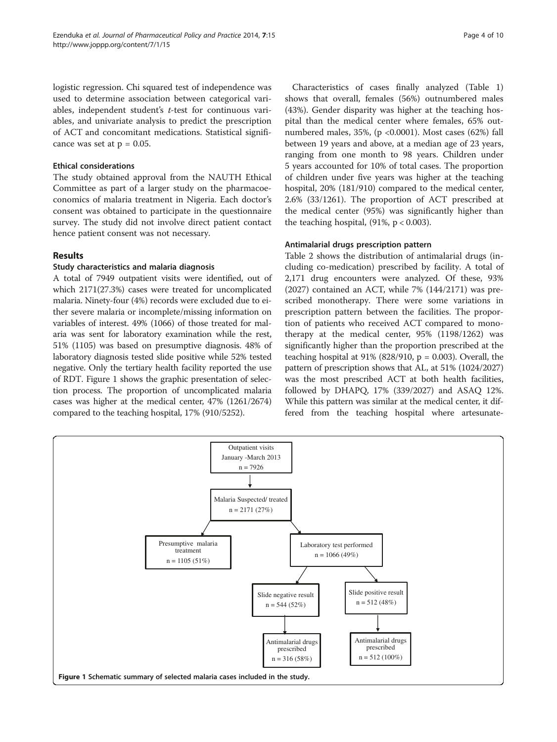logistic regression. Chi squared test of independence was used to determine association between categorical variables, independent student's *t*-test for continuous variables, and univariate analysis to predict the prescription of ACT and concomitant medications. Statistical significance was set at $p = 0.05$.

### Ethical considerations

The study obtained approval from the NAUTH Ethical Committee as part of a larger study on the pharmacoeconomics of malaria treatment in Nigeria. Each doctor's consent was obtained to participate in the questionnaire survey. The study did not involve direct patient contact hence patient consent was not necessary.

## Results

### Study characteristics and malaria diagnosis

A total of 7949 outpatient visits were identified, out of which 2171(27.3%) cases were treated for uncomplicated malaria. Ninety-four (4%) records were excluded due to either severe malaria or incomplete/missing information on variables of interest. 49% (1066) of those treated for malaria was sent for laboratory examination while the rest, 51% (1105) was based on presumptive diagnosis. 48% of laboratory diagnosis tested slide positive while 52% tested negative. Only the tertiary health facility reported the use of RDT. Figure 1 shows the graphic presentation of selection process. The proportion of uncomplicated malaria cases was higher at the medical center, 47% (1261/2674) compared to the teaching hospital, 17% (910/5252).

Characteristics of cases finally analyzed (Table 1) shows that overall, females (56%) outnumbered males (43%). Gender disparity was higher at the teaching hospital than the medical center where females, 65% outnumbered males, 35%, ($p < 0.0001$). Most cases (62%) fall between 19 years and above, at a median age of 23 years, ranging from one month to 98 years. Children under 5 years accounted for 10% of total cases. The proportion of children under five years was higher at the teaching hospital, 20% (181/910) compared to the medical center, 2.6% (33/1261). The proportion of ACT prescribed at the medical center (95%) was significantly higher than the teaching hospital, (91%, $p < 0.003$).

### Antimalarial drugs prescription pattern

Table 2 shows the distribution of antimalarial drugs (including co-medication) prescribed by facility. A total of 2,171 drug encounters were analyzed. Of these, 93% (2027) contained an ACT, while 7% (144/2171) was prescribed monotherapy. There were some variations in prescription pattern between the facilities. The proportion of patients who received ACT compared to monotherapy at the medical center, 95% (1198/1262) was significantly higher than the proportion prescribed at the teaching hospital at 91% (828/910, $p = 0.003$). Overall, the pattern of prescription shows that AL, at 51% (1024/2027) was the most prescribed ACT at both health facilities, followed by DHAPQ, 17% (339/2027) and ASAQ 12%. While this pattern was similar at the medical center, it differed from the teaching hospital where artesunate-

- Outpatient visits January -March 2013, n = 7926
  - Malaria Suspected/ treated, n = 2171 (27%)
    - Presumptive malaria treatment, n = 1105 (51%)
    - Laboratory test performed, n = 1066 (49%)
      - Slide negative result, n = 544 (52%) → Antimalarial drugs prescribed, n = 316 (58%)
      - Slide positive result, n = 512 (48%) → Antimalarial drugs prescribed, n = 512 (100%)

**Figure 1 Schematic summary of selected malaria cases included in the study.**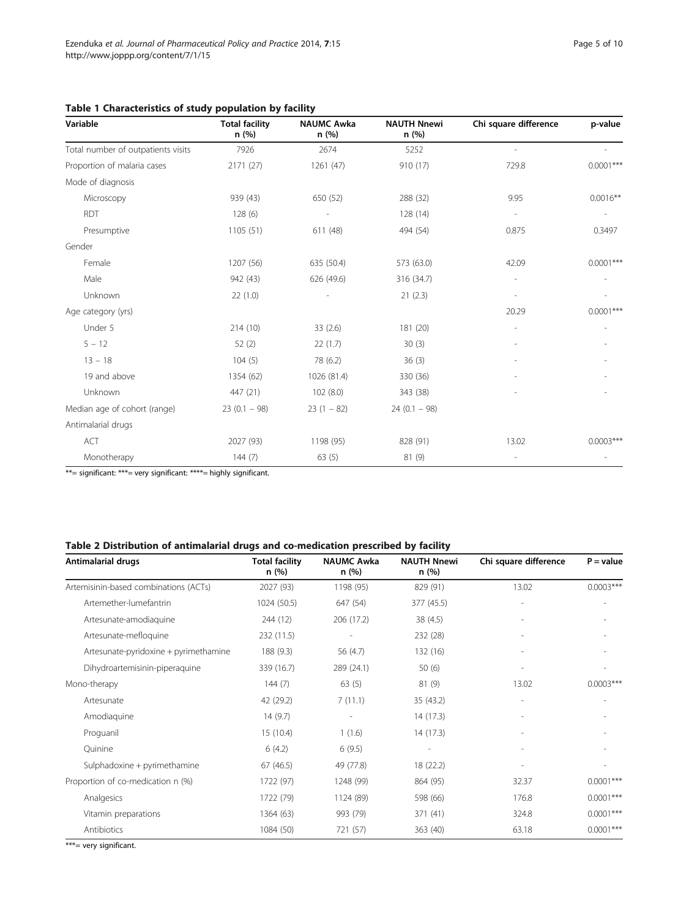**Table 1 Characteristics of study population by facility**

| Variable | Total facility n (%) | NAUMC Awka n (%) | NAUTH Nnewi n (%) | Chi square difference | p-value |
|---|---|---|---|---|---|
| Total number of outpatients visits | 7926 | 2674 | 5252 | - | - |
| Proportion of malaria cases | 2171 (27) | 1261 (47) | 910 (17) | 729.8 | 0.0001*** |
| Mode of diagnosis | | | | | |
| Microscopy | 939 (43) | 650 (52) | 288 (32) | 9.95 | 0.0016** |
| RDT | 128 (6) | - | 128 (14) | - | - |
| Presumptive | 1105 (51) | 611 (48) | 494 (54) | 0.875 | 0.3497 |
| Gender | | | | | |
| Female | 1207 (56) | 635 (50.4) | 573 (63.0) | 42.09 | 0.0001*** |
| Male | 942 (43) | 626 (49.6) | 316 (34.7) | - | - |
| Unknown | 22 (1.0) | - | 21 (2.3) | - | - |
| Age category (yrs) | | | | 20.29 | 0.0001*** |
| Under 5 | 214 (10) | 33 (2.6) | 181 (20) | - | - |
| 5 – 12 | 52 (2) | 22 (1.7) | 30 (3) | - | - |
| 13 – 18 | 104 (5) | 78 (6.2) | 36 (3) | - | - |
| 19 and above | 1354 (62) | 1026 (81.4) | 330 (36) | - | - |
| Unknown | 447 (21) | 102 (8.0) | 343 (38) | - | - |
| Median age of cohort (range) | 23 (0.1 – 98) | 23 (1 – 82) | 24 (0.1 – 98) | | |
| Antimalarial drugs | | | | | |
| ACT | 2027 (93) | 1198 (95) | 828 (91) | 13.02 | 0.0003*** |
| Monotherapy | 144 (7) | 63 (5) | 81 (9) | - | - |

**= significant: ***= very significant: ****= highly significant.

**Table 2 Distribution of antimalarial drugs and co-medication prescribed by facility**

| Antimalarial drugs | Total facility n (%) | NAUMC Awka n (%) | NAUTH Nnewi n (%) | Chi square difference | P = value |
|---|---|---|---|---|---|
| Artemisinin-based combinations (ACTs) | 2027 (93) | 1198 (95) | 829 (91) | 13.02 | 0.0003*** |
| Artemether-lumefantrin | 1024 (50.5) | 647 (54) | 377 (45.5) | - | - |
| Artesunate-amodiaquine | 244 (12) | 206 (17.2) | 38 (4.5) | - | - |
| Artesunate-mefloquine | 232 (11.5) | - | 232 (28) | - | - |
| Artesunate-pyridoxine + pyrimethamine | 188 (9.3) | 56 (4.7) | 132 (16) | - | - |
| Dihydroartemisinin-piperaquine | 339 (16.7) | 289 (24.1) | 50 (6) | - | - |
| Mono-therapy | 144 (7) | 63 (5) | 81 (9) | 13.02 | 0.0003*** |
| Artesunate | 42 (29.2) | 7 (11.1) | 35 (43.2) | - | - |
| Amodiaquine | 14 (9.7) | - | 14 (17.3) | - | - |
| Proguanil | 15 (10.4) | 1 (1.6) | 14 (17.3) | - | - |
| Quinine | 6 (4.2) | 6 (9.5) | - | - | - |
| Sulphadoxine + pyrimethamine | 67 (46.5) | 49 (77.8) | 18 (22.2) | - | - |
| Proportion of co-medication n (%) | 1722 (97) | 1248 (99) | 864 (95) | 32.37 | 0.0001*** |
| Analgesics | 1722 (79) | 1124 (89) | 598 (66) | 176.8 | 0.0001*** |
| Vitamin preparations | 1364 (63) | 993 (79) | 371 (41) | 324.8 | 0.0001*** |
| Antibiotics | 1084 (50) | 721 (57) | 363 (40) | 63.18 | 0.0001*** |

***= very significant.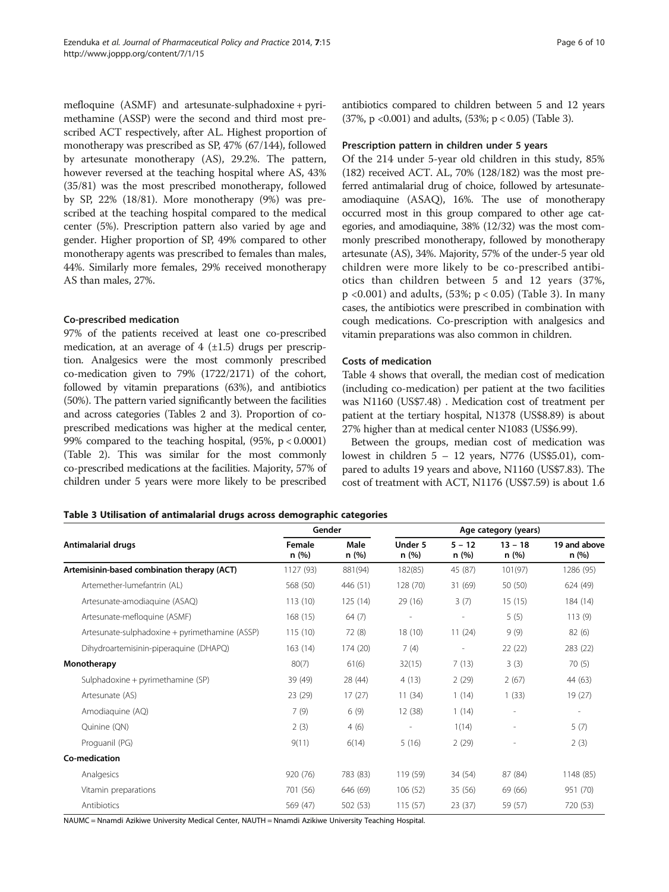mefloquine (ASMF) and artesunate-sulphadoxine + pyrimethamine (ASSP) were the second and third most prescribed ACT respectively, after AL. Highest proportion of monotherapy was prescribed as SP, 47% (67/144), followed by artesunate monotherapy (AS), 29.2%. The pattern, however reversed at the teaching hospital where AS, 43% (35/81) was the most prescribed monotherapy, followed by SP, 22% (18/81). More monotherapy (9%) was prescribed at the teaching hospital compared to the medical center (5%). Prescription pattern also varied by age and gender. Higher proportion of SP, 49% compared to other monotherapy agents was prescribed to females than males, 44%. Similarly more females, 29% received monotherapy AS than males, 27%.

### Co-prescribed medication

97% of the patients received at least one co-prescribed medication, at an average of 4 (±1.5) drugs per prescription. Analgesics were the most commonly prescribed co-medication given to 79% (1722/2171) of the cohort, followed by vitamin preparations (63%), and antibiotics (50%). The pattern varied significantly between the facilities and across categories (Tables 2 and 3). Proportion of co-prescribed medications was higher at the medical center, 99% compared to the teaching hospital, (95%, $p < 0.0001$) (Table 2). This was similar for the most commonly co-prescribed medications at the facilities. Majority, 57% of children under 5 years were more likely to be prescribed antibiotics compared to children between 5 and 12 years (37%, $p < 0.001$) and adults, (53%; $p < 0.05$) (Table 3).

### Prescription pattern in children under 5 years

Of the 214 under 5-year old children in this study, 85% (182) received ACT. AL, 70% (128/182) was the most preferred antimalarial drug of choice, followed by artesunate-amodiaquine (ASAQ), 16%. The use of monotherapy occurred most in this group compared to other age categories, and amodiaquine, 38% (12/32) was the most commonly prescribed monotherapy, followed by monotherapy artesunate (AS), 34%. Majority, 57% of the under-5 year old children were more likely to be co-prescribed antibiotics than children between 5 and 12 years (37%, $p < 0.001$) and adults, (53%; $p < 0.05$) (Table 3). In many cases, the antibiotics were prescribed in combination with cough medications. Co-prescription with analgesics and vitamin preparations was also common in children.

### Costs of medication

Table 4 shows that overall, the median cost of medication (including co-medication) per patient at the two facilities was N1160 (US$7.48). Medication cost of treatment per patient at the tertiary hospital, N1378 (US$8.89) is about 27% higher than at medical center N1083 (US$6.99).

Between the groups, median cost of medication was lowest in children 5 – 12 years, N776 (US$5.01), compared to adults 19 years and above, N1160 (US$7.83). The cost of treatment with ACT, N1176 (US$7.59) is about 1.6

**Table 3 Utilisation of antimalarial drugs across demographic categories**

| Antimalarial drugs | Gender | | Age category (years) | | | |
|---|---|---|---|---|---|---|
| | Female n (%) | Male n (%) | Under 5 n (%) | 5 – 12 n (%) | 13 – 18 n (%) | 19 and above n (%) |
| **Artemisinin-based combination therapy (ACT)** | 1127 (93) | 881(94) | 182(85) | 45 (87) | 101(97) | 1286 (95) |
| Artemether-lumefantrin (AL) | 568 (50) | 446 (51) | 128 (70) | 31 (69) | 50 (50) | 624 (49) |
| Artesunate-amodiaquine (ASAQ) | 113 (10) | 125 (14) | 29 (16) | 3 (7) | 15 (15) | 184 (14) |
| Artesunate-mefloquine (ASMF) | 168 (15) | 64 (7) | - | - | 5 (5) | 113 (9) |
| Artesunate-sulphadoxine + pyrimethamine (ASSP) | 115 (10) | 72 (8) | 18 (10) | 11 (24) | 9 (9) | 82 (6) |
| Dihydroartemisinin-piperaquine (DHAPQ) | 163 (14) | 174 (20) | 7 (4) | - | 22 (22) | 283 (22) |
| **Monotherapy** | 80(7) | 61(6) | 32(15) | 7 (13) | 3 (3) | 70 (5) |
| Sulphadoxine + pyrimethamine (SP) | 39 (49) | 28 (44) | 4 (13) | 2 (29) | 2 (67) | 44 (63) |
| Artesunate (AS) | 23 (29) | 17 (27) | 11 (34) | 1 (14) | 1 (33) | 19 (27) |
| Amodiaquine (AQ) | 7 (9) | 6 (9) | 12 (38) | 1 (14) | - | - |
| Quinine (QN) | 2 (3) | 4 (6) | - | 1(14) | - | 5 (7) |
| Proguanil (PG) | 9(11) | 6(14) | 5 (16) | 2 (29) | - | 2 (3) |
| **Co-medication** | | | | | | |
| Analgesics | 920 (76) | 783 (83) | 119 (59) | 34 (54) | 87 (84) | 1148 (85) |
| Vitamin preparations | 701 (56) | 646 (69) | 106 (52) | 35 (56) | 69 (66) | 951 (70) |
| Antibiotics | 569 (47) | 502 (53) | 115 (57) | 23 (37) | 59 (57) | 720 (53) |

NAUMC = Nnamdi Azikiwe University Medical Center, NAUTH = Nnamdi Azikiwe University Teaching Hospital.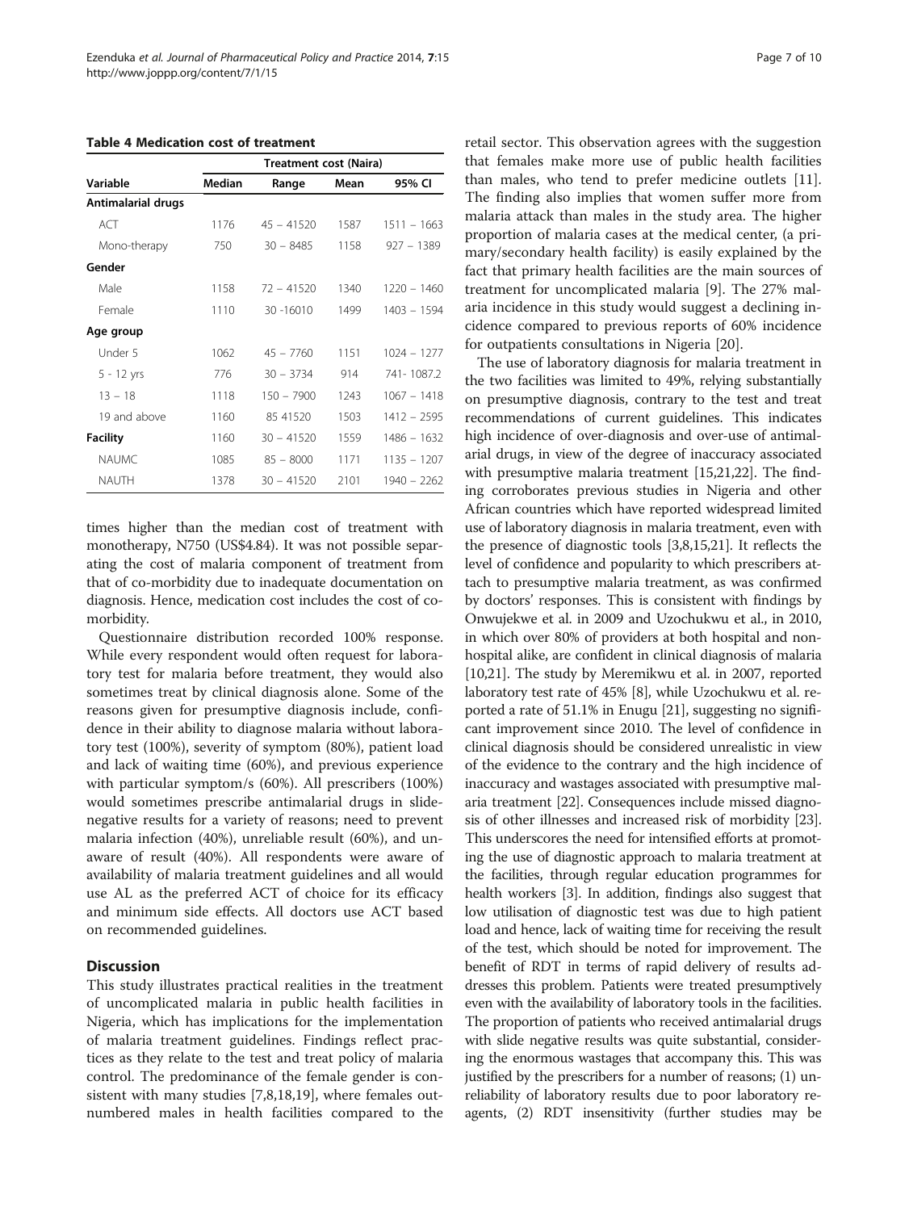**Table 4 Medication cost of treatment**

| Variable | Treatment cost (Naira) | | | |
|---|---|---|---|---|
| | Median | Range | Mean | 95% CI |
| **Antimalarial drugs** | | | | |
| ACT | 1176 | 45 – 41520 | 1587 | 1511 – 1663 |
| Mono-therapy | 750 | 30 – 8485 | 1158 | 927 – 1389 |
| **Gender** | | | | |
| Male | 1158 | 72 – 41520 | 1340 | 1220 – 1460 |
| Female | 1110 | 30 -16010 | 1499 | 1403 – 1594 |
| **Age group** | | | | |
| Under 5 | 1062 | 45 – 7760 | 1151 | 1024 – 1277 |
| 5 - 12 yrs | 776 | 30 – 3734 | 914 | 741- 1087.2 |
| 13 – 18 | 1118 | 150 – 7900 | 1243 | 1067 – 1418 |
| 19 and above | 1160 | 85 41520 | 1503 | 1412 – 2595 |
| **Facility** | 1160 | 30 – 41520 | 1559 | 1486 – 1632 |
| NAUMC | 1085 | 85 – 8000 | 1171 | 1135 – 1207 |
| NAUTH | 1378 | 30 – 41520 | 2101 | 1940 – 2262 |

times higher than the median cost of treatment with monotherapy, N750 (US$4.84). It was not possible separating the cost of malaria component of treatment from that of co-morbidity due to inadequate documentation on diagnosis. Hence, medication cost includes the cost of co-morbidity.

Questionnaire distribution recorded 100% response. While every respondent would often request for laboratory test for malaria before treatment, they would also sometimes treat by clinical diagnosis alone. Some of the reasons given for presumptive diagnosis include, confidence in their ability to diagnose malaria without laboratory test (100%), severity of symptom (80%), patient load and lack of waiting time (60%), and previous experience with particular symptom/s (60%). All prescribers (100%) would sometimes prescribe antimalarial drugs in slide-negative results for a variety of reasons; need to prevent malaria infection (40%), unreliable result (60%), and unaware of result (40%). All respondents were aware of availability of malaria treatment guidelines and all would use AL as the preferred ACT of choice for its efficacy and minimum side effects. All doctors use ACT based on recommended guidelines.

## Discussion

This study illustrates practical realities in the treatment of uncomplicated malaria in public health facilities in Nigeria, which has implications for the implementation of malaria treatment guidelines. Findings reflect practices as they relate to the test and treat policy of malaria control. The predominance of the female gender is consistent with many studies [7,8,18,19], where females outnumbered males in health facilities compared to the retail sector. This observation agrees with the suggestion that females make more use of public health facilities than males, who tend to prefer medicine outlets [11]. The finding also implies that women suffer more from malaria attack than males in the study area. The higher proportion of malaria cases at the medical center, (a primary/secondary health facility) is easily explained by the fact that primary health facilities are the main sources of treatment for uncomplicated malaria [9]. The 27% malaria incidence in this study would suggest a declining incidence compared to previous reports of 60% incidence for outpatients consultations in Nigeria [20].

The use of laboratory diagnosis for malaria treatment in the two facilities was limited to 49%, relying substantially on presumptive diagnosis, contrary to the test and treat recommendations of current guidelines. This indicates high incidence of over-diagnosis and over-use of antimalarial drugs, in view of the degree of inaccuracy associated with presumptive malaria treatment [15,21,22]. The finding corroborates previous studies in Nigeria and other African countries which have reported widespread limited use of laboratory diagnosis in malaria treatment, even with the presence of diagnostic tools [3,8,15,21]. It reflects the level of confidence and popularity to which prescribers attach to presumptive malaria treatment, as was confirmed by doctors' responses. This is consistent with findings by Onwujekwe et al. in 2009 and Uzochukwu et al., in 2010, in which over 80% of providers at both hospital and non-hospital alike, are confident in clinical diagnosis of malaria [10,21]. The study by Meremikwu et al. in 2007, reported laboratory test rate of 45% [8], while Uzochukwu et al. reported a rate of 51.1% in Enugu [21], suggesting no significant improvement since 2010. The level of confidence in clinical diagnosis should be considered unrealistic in view of the evidence to the contrary and the high incidence of inaccuracy and wastages associated with presumptive malaria treatment [22]. Consequences include missed diagnosis of other illnesses and increased risk of morbidity [23]. This underscores the need for intensified efforts at promoting the use of diagnostic approach to malaria treatment at the facilities, through regular education programmes for health workers [3]. In addition, findings also suggest that low utilisation of diagnostic test was due to high patient load and hence, lack of waiting time for receiving the result of the test, which should be noted for improvement. The benefit of RDT in terms of rapid delivery of results addresses this problem. Patients were treated presumptively even with the availability of laboratory tools in the facilities. The proportion of patients who received antimalarial drugs with slide negative results was quite substantial, considering the enormous wastages that accompany this. This was justified by the prescribers for a number of reasons; (1) unreliability of laboratory results due to poor laboratory reagents, (2) RDT insensitivity (further studies may be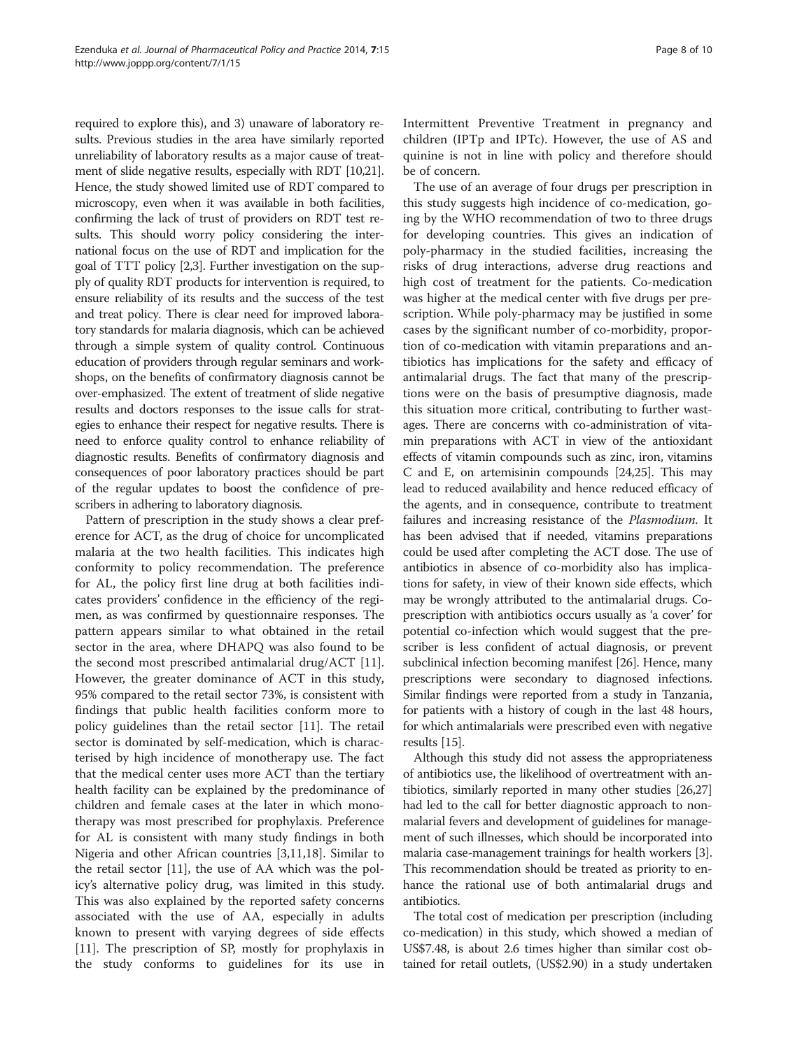required to explore this), and 3) unaware of laboratory results. Previous studies in the area have similarly reported unreliability of laboratory results as a major cause of treatment of slide negative results, especially with RDT [10,21]. Hence, the study showed limited use of RDT compared to microscopy, even when it was available in both facilities, confirming the lack of trust of providers on RDT test results. This should worry policy considering the international focus on the use of RDT and implication for the goal of TTT policy [2,3]. Further investigation on the supply of quality RDT products for intervention is required, to ensure reliability of its results and the success of the test and treat policy. There is clear need for improved laboratory standards for malaria diagnosis, which can be achieved through a simple system of quality control. Continuous education of providers through regular seminars and workshops, on the benefits of confirmatory diagnosis cannot be over-emphasized. The extent of treatment of slide negative results and doctors responses to the issue calls for strategies to enhance their respect for negative results. There is need to enforce quality control to enhance reliability of diagnostic results. Benefits of confirmatory diagnosis and consequences of poor laboratory practices should be part of the regular updates to boost the confidence of prescribers in adhering to laboratory diagnosis.

Pattern of prescription in the study shows a clear preference for ACT, as the drug of choice for uncomplicated malaria at the two health facilities. This indicates high conformity to policy recommendation. The preference for AL, the policy first line drug at both facilities indicates providers' confidence in the efficiency of the regimen, as was confirmed by questionnaire responses. The pattern appears similar to what obtained in the retail sector in the area, where DHAPQ was also found to be the second most prescribed antimalarial drug/ACT [11]. However, the greater dominance of ACT in this study, 95% compared to the retail sector 73%, is consistent with findings that public health facilities conform more to policy guidelines than the retail sector [11]. The retail sector is dominated by self-medication, which is characterised by high incidence of monotherapy use. The fact that the medical center uses more ACT than the tertiary health facility can be explained by the predominance of children and female cases at the later in which monotherapy was most prescribed for prophylaxis. Preference for AL is consistent with many study findings in both Nigeria and other African countries [3,11,18]. Similar to the retail sector [11], the use of AA which was the policy's alternative policy drug, was limited in this study. This was also explained by the reported safety concerns associated with the use of AA, especially in adults known to present with varying degrees of side effects [11]. The prescription of SP, mostly for prophylaxis in the study conforms to guidelines for its use in Intermittent Preventive Treatment in pregnancy and children (IPTp and IPTc). However, the use of AS and quinine is not in line with policy and therefore should be of concern.

The use of an average of four drugs per prescription in this study suggests high incidence of co-medication, going by the WHO recommendation of two to three drugs for developing countries. This gives an indication of poly-pharmacy in the studied facilities, increasing the risks of drug interactions, adverse drug reactions and high cost of treatment for the patients. Co-medication was higher at the medical center with five drugs per prescription. While poly-pharmacy may be justified in some cases by the significant number of co-morbidity, proportion of co-medication with vitamin preparations and antibiotics has implications for the safety and efficacy of antimalarial drugs. The fact that many of the prescriptions were on the basis of presumptive diagnosis, made this situation more critical, contributing to further wastages. There are concerns with co-administration of vitamin preparations with ACT in view of the antioxidant effects of vitamin compounds such as zinc, iron, vitamins C and E, on artemisinin compounds [24,25]. This may lead to reduced availability and hence reduced efficacy of the agents, and in consequence, contribute to treatment failures and increasing resistance of the *Plasmodium*. It has been advised that if needed, vitamins preparations could be used after completing the ACT dose. The use of antibiotics in absence of co-morbidity also has implications for safety, in view of their known side effects, which may be wrongly attributed to the antimalarial drugs. Co-prescription with antibiotics occurs usually as 'a cover' for potential co-infection which would suggest that the prescriber is less confident of actual diagnosis, or prevent subclinical infection becoming manifest [26]. Hence, many prescriptions were secondary to diagnosed infections. Similar findings were reported from a study in Tanzania, for patients with a history of cough in the last 48 hours, for which antimalarials were prescribed even with negative results [15].

Although this study did not assess the appropriateness of antibiotics use, the likelihood of overtreatment with antibiotics, similarly reported in many other studies [26,27] had led to the call for better diagnostic approach to non-malarial fevers and development of guidelines for management of such illnesses, which should be incorporated into malaria case-management trainings for health workers [3]. This recommendation should be treated as priority to enhance the rational use of both antimalarial drugs and antibiotics.

The total cost of medication per prescription (including co-medication) in this study, which showed a median of US$7.48, is about 2.6 times higher than similar cost obtained for retail outlets, (US$2.90) in a study undertaken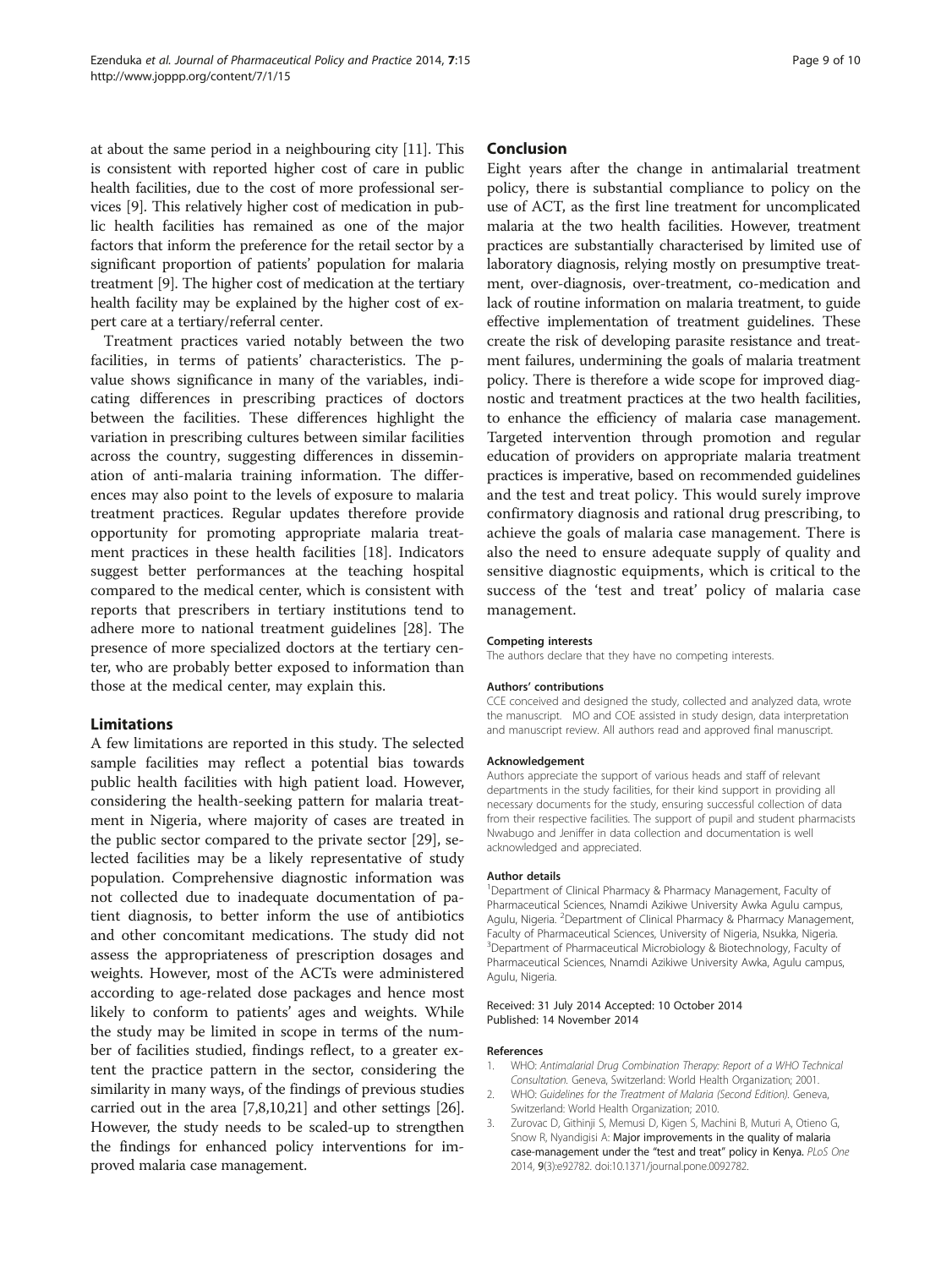at about the same period in a neighbouring city [11]. This is consistent with reported higher cost of care in public health facilities, due to the cost of more professional services [9]. This relatively higher cost of medication in public health facilities has remained as one of the major factors that inform the preference for the retail sector by a significant proportion of patients' population for malaria treatment [9]. The higher cost of medication at the tertiary health facility may be explained by the higher cost of expert care at a tertiary/referral center.

Treatment practices varied notably between the two facilities, in terms of patients' characteristics. The p-value shows significance in many of the variables, indicating differences in prescribing practices of doctors between the facilities. These differences highlight the variation in prescribing cultures between similar facilities across the country, suggesting differences in dissemination of anti-malaria training information. The differences may also point to the levels of exposure to malaria treatment practices. Regular updates therefore provide opportunity for promoting appropriate malaria treatment practices in these health facilities [18]. Indicators suggest better performances at the teaching hospital compared to the medical center, which is consistent with reports that prescribers in tertiary institutions tend to adhere more to national treatment guidelines [28]. The presence of more specialized doctors at the tertiary center, who are probably better exposed to information than those at the medical center, may explain this.

## Limitations

A few limitations are reported in this study. The selected sample facilities may reflect a potential bias towards public health facilities with high patient load. However, considering the health-seeking pattern for malaria treatment in Nigeria, where majority of cases are treated in the public sector compared to the private sector [29], selected facilities may be a likely representative of study population. Comprehensive diagnostic information was not collected due to inadequate documentation of patient diagnosis, to better inform the use of antibiotics and other concomitant medications. The study did not assess the appropriateness of prescription dosages and weights. However, most of the ACTs were administered according to age-related dose packages and hence most likely to conform to patients' ages and weights. While the study may be limited in scope in terms of the number of facilities studied, findings reflect, to a greater extent the practice pattern in the sector, considering the similarity in many ways, of the findings of previous studies carried out in the area [7,8,10,21] and other settings [26]. However, the study needs to be scaled-up to strengthen the findings for enhanced policy interventions for improved malaria case management.

## Conclusion

Eight years after the change in antimalarial treatment policy, there is substantial compliance to policy on the use of ACT, as the first line treatment for uncomplicated malaria at the two health facilities. However, treatment practices are substantially characterised by limited use of laboratory diagnosis, relying mostly on presumptive treatment, over-diagnosis, over-treatment, co-medication and lack of routine information on malaria treatment, to guide effective implementation of treatment guidelines. These create the risk of developing parasite resistance and treatment failures, undermining the goals of malaria treatment policy. There is therefore a wide scope for improved diagnostic and treatment practices at the two health facilities, to enhance the efficiency of malaria case management. Targeted intervention through promotion and regular education of providers on appropriate malaria treatment practices is imperative, based on recommended guidelines and the test and treat policy. This would surely improve confirmatory diagnosis and rational drug prescribing, to achieve the goals of malaria case management. There is also the need to ensure adequate supply of quality and sensitive diagnostic equipments, which is critical to the success of the 'test and treat' policy of malaria case management.

#### Competing interests

The authors declare that they have no competing interests.

#### Authors' contributions

CCE conceived and designed the study, collected and analyzed data, wrote the manuscript. MO and COE assisted in study design, data interpretation and manuscript review. All authors read and approved final manuscript.

#### Acknowledgement

Authors appreciate the support of various heads and staff of relevant departments in the study facilities, for their kind support in providing all necessary documents for the study, ensuring successful collection of data from their respective facilities. The support of pupil and student pharmacists Nwabugo and Jeniffer in data collection and documentation is well acknowledged and appreciated.

#### Author details

[1]Department of Clinical Pharmacy & Pharmacy Management, Faculty of Pharmaceutical Sciences, Nnamdi Azikiwe University Awka Agulu campus, Agulu, Nigeria. [2]Department of Clinical Pharmacy & Pharmacy Management, Faculty of Pharmaceutical Sciences, University of Nigeria, Nsukka, Nigeria. [3]Department of Pharmaceutical Microbiology & Biotechnology, Faculty of Pharmaceutical Sciences, Nnamdi Azikiwe University Awka, Agulu campus, Agulu, Nigeria.

Received: 31 July 2014 Accepted: 10 October 2014
Published: 14 November 2014

#### References

1. WHO: *Antimalarial Drug Combination Therapy: Report of a WHO Technical Consultation.* Geneva, Switzerland: World Health Organization; 2001.
2. WHO: *Guidelines for the Treatment of Malaria (Second Edition).* Geneva, Switzerland: World Health Organization; 2010.
3. Zurovac D, Githinji S, Memusi D, Kigen S, Machini B, Muturi A, Otieno G, Snow R, Nyandigisi A: **Major improvements in the quality of malaria case-management under the "test and treat" policy in Kenya.** *PLoS One* 2014, **9**(3):e92782. doi:10.1371/journal.pone.0092782.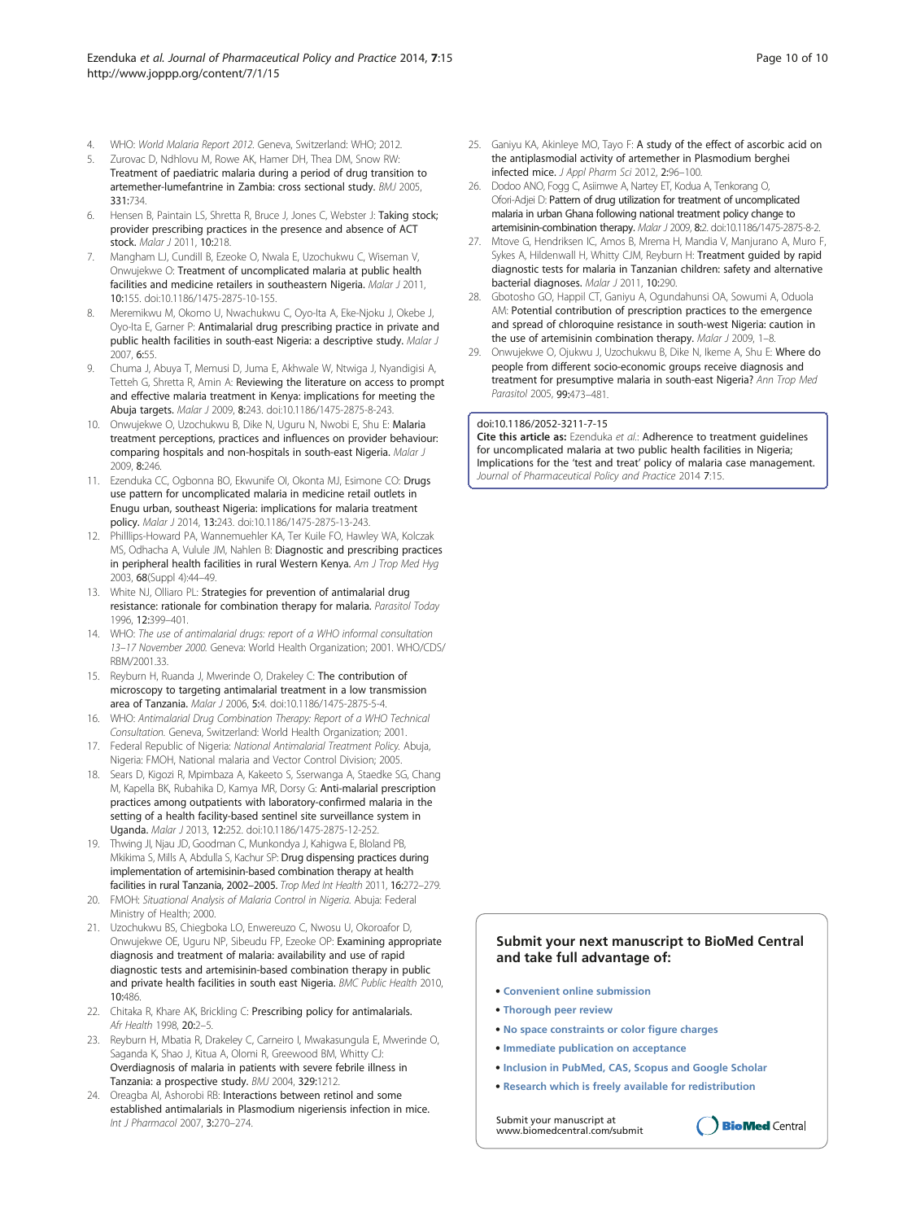4. WHO: *World Malaria Report 2012*. Geneva, Switzerland: WHO; 2012.
5. Zurovac D, Ndhlovu M, Rowe AK, Hamer DH, Thea DM, Snow RW: **Treatment of paediatric malaria during a period of drug transition to artemether-lumefantrine in Zambia: cross sectional study.** *BMJ* 2005, **331:**734.
6. Hensen B, Paintain LS, Shretta R, Bruce J, Jones C, Webster J: **Taking stock; provider prescribing practices in the presence and absence of ACT stock.** *Malar J* 2011, **10:**218.
7. Mangham LJ, Cundill B, Ezeoke O, Nwala E, Uzochukwu C, Wiseman V, Onwujekwe O: **Treatment of uncomplicated malaria at public health facilities and medicine retailers in southeastern Nigeria.** *Malar J* 2011, **10:**155. doi:10.1186/1475-2875-10-155.
8. Meremikwu M, Okomo U, Nwachukwu C, Oyo-Ita A, Eke-Njoku J, Okebe J, Oyo-Ita E, Garner P: **Antimalarial drug prescribing practice in private and public health facilities in south-east Nigeria: a descriptive study.** *Malar J* 2007, **6:**55.
9. Chuma J, Abuya T, Memusi D, Juma E, Akhwale W, Ntwiga J, Nyandigisi A, Tetteh G, Shretta R, Amin A: **Reviewing the literature on access to prompt and effective malaria treatment in Kenya: implications for meeting the Abuja targets.** *Malar J* 2009, **8:**243. doi:10.1186/1475-2875-8-243.
10. Onwujekwe O, Uzochukwu B, Dike N, Uguru N, Nwobi E, Shu E: **Malaria treatment perceptions, practices and influences on provider behaviour: comparing hospitals and non-hospitals in south-east Nigeria.** *Malar J* 2009, **8:**246.
11. Ezenduka CC, Ogbonna BO, Ekwunife OI, Okonta MJ, Esimone CO: **Drugs use pattern for uncomplicated malaria in medicine retail outlets in Enugu urban, southeast Nigeria: implications for malaria treatment policy.** *Malar J* 2014, **13:**243. doi:10.1186/1475-2875-13-243.
12. Philllips-Howard PA, Wannemuehler KA, Ter Kuile FO, Hawley WA, Kolczak MS, Odhacha A, Vulule JM, Nahlen B: **Diagnostic and prescribing practices in peripheral health facilities in rural Western Kenya.** *Am J Trop Med Hyg* 2003, **68**(Suppl 4)**:**44–49.
13. White NJ, Olliaro PL: **Strategies for prevention of antimalarial drug resistance: rationale for combination therapy for malaria.** *Parasitol Today* 1996, **12:**399–401.
14. WHO: *The use of antimalarial drugs: report of a WHO informal consultation 13–17 November 2000*. Geneva: World Health Organization; 2001. WHO/CDS/RBM/2001.33.
15. Reyburn H, Ruanda J, Mwerinde O, Drakeley C: **The contribution of microscopy to targeting antimalarial treatment in a low transmission area of Tanzania.** *Malar J* 2006, **5:**4. doi:10.1186/1475-2875-5-4.
16. WHO: *Antimalarial Drug Combination Therapy: Report of a WHO Technical Consultation*. Geneva, Switzerland: World Health Organization; 2001.
17. Federal Republic of Nigeria: *National Antimalarial Treatment Policy*. Abuja, Nigeria: FMOH, National malaria and Vector Control Division; 2005.
18. Sears D, Kigozi R, Mpimbaza A, Kakeeto S, Sserwanga A, Staedke SG, Chang M, Kapella BK, Rubahika D, Kamya MR, Dorsy G: **Anti-malarial prescription practices among outpatients with laboratory-confirmed malaria in the setting of a health facility-based sentinel site surveillance system in Uganda.** *Malar J* 2013, **12:**252. doi:10.1186/1475-2875-12-252.
19. Thwing JI, Njau JD, Goodman C, Munkondya J, Kahigwa E, Bloland PB, Mkikima S, Mills A, Abdulla S, Kachur SP: **Drug dispensing practices during implementation of artemisinin-based combination therapy at health facilities in rural Tanzania, 2002–2005.** *Trop Med Int Health* 2011, **16:**272–279.
20. FMOH: *Situational Analysis of Malaria Control in Nigeria*. Abuja: Federal Ministry of Health; 2000.
21. Uzochukwu BS, Chiegboka LO, Enwereuzo C, Nwosu U, Okoroafor D, Onwujekwe OE, Uguru NP, Sibeudu FP, Ezeoke OP: **Examining appropriate diagnosis and treatment of malaria: availability and use of rapid diagnostic tests and artemisinin-based combination therapy in public and private health facilities in south east Nigeria.** *BMC Public Health* 2010, **10:**486.
22. Chitaka R, Khare AK, Brickling C: **Prescribing policy for antimalarials.** *Afr Health* 1998, **20:**2–5.
23. Reyburn H, Mbatia R, Drakeley C, Carneiro I, Mwakasungula E, Mwerinde O, Saganda K, Shao J, Kitua A, Olomi R, Greewood BM, Whitty CJ: **Overdiagnosis of malaria in patients with severe febrile illness in Tanzania: a prospective study.** *BMJ* 2004, **329:**1212.
24. Oreagba AI, Ashorobi RB: **Interactions between retinol and some established antimalarials in Plasmodium nigeriensis infection in mice.** *Int J Pharmacol* 2007, **3:**270–274.
25. Ganiyu KA, Akinleye MO, Tayo F: **A study of the effect of ascorbic acid on the antiplasmodial activity of artemether in Plasmodium berghei infected mice.** *J Appl Pharm Sci* 2012, **2:**96–100.
26. Dodoo ANO, Fogg C, Asiimwe A, Nartey ET, Kodua A, Tenkorang O, Ofori-Adjei D: **Pattern of drug utilization for treatment of uncomplicated malaria in urban Ghana following national treatment policy change to artemisinin-combination therapy.** *Malar J* 2009, **8:**2. doi:10.1186/1475-2875-8-2.
27. Mtove G, Hendriksen IC, Amos B, Mrema H, Mandia V, Manjurano A, Muro F, Sykes A, Hildenwall H, Whitty CJM, Reyburn H: **Treatment guided by rapid diagnostic tests for malaria in Tanzanian children: safety and alternative bacterial diagnoses.** *Malar J* 2011, **10:**290.
28. Gbotosho GO, Happil CT, Ganiyu A, Ogundahunsi OA, Sowumi A, Oduola AM: **Potential contribution of prescription practices to the emergence and spread of chloroquine resistance in south-west Nigeria: caution in the use of artemisinin combination therapy.** *Malar J* 2009, 1–8.
29. Onwujekwe O, Ojukwu J, Uzochukwu B, Dike N, Ikeme A, Shu E: **Where do people from different socio-economic groups receive diagnosis and treatment for presumptive malaria in south-east Nigeria?** *Ann Trop Med Parasitol* 2005, **99:**473–481.

doi:10.1186/2052-3211-7-15

**Cite this article as:** Ezenduka *et al.*: Adherence to treatment guidelines for uncomplicated malaria at two public health facilities in Nigeria; Implications for the 'test and treat' policy of malaria case management. *Journal of Pharmaceutical Policy and Practice* 2014 **7**:15.

**Submit your next manuscript to BioMed Central and take full advantage of:**

- **Convenient online submission**
- **Thorough peer review**
- **No space constraints or color figure charges**
- **Immediate publication on acceptance**
- **Inclusion in PubMed, CAS, Scopus and Google Scholar**
- **Research which is freely available for redistribution**

Submit your manuscript at www.biomedcentral.com/submit

BioMed Central